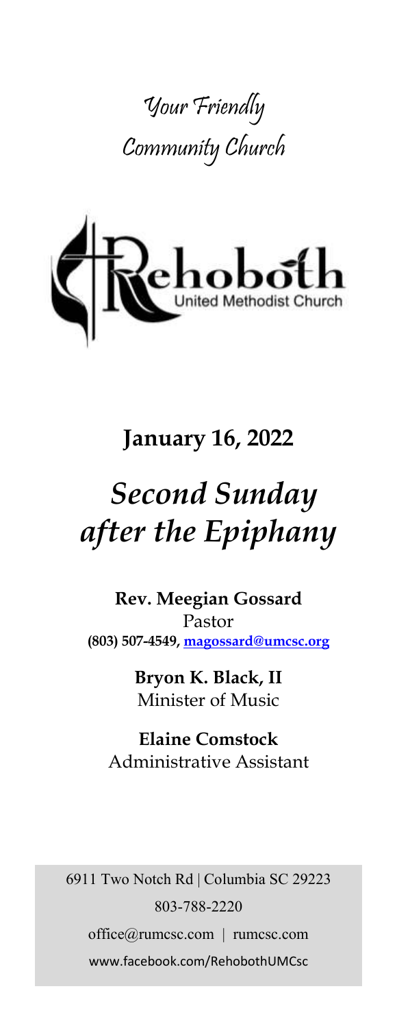Your Friendly Community Church

Rehoboth United Methodist Church

**January 16, 2022**

# *Second Sunday after the Epiphany*

**Rev. Meegian Gossard**
Pastor
**(803) 507-4549, magossard@umcsc.org**

**Bryon K. Black, II**
Minister of Music

**Elaine Comstock**
Administrative Assistant

6911 Two Notch Rd | Columbia SC 29223
803-788-2220
office@rumcsc.com | rumcsc.com
www.facebook.com/RehobothUMCsc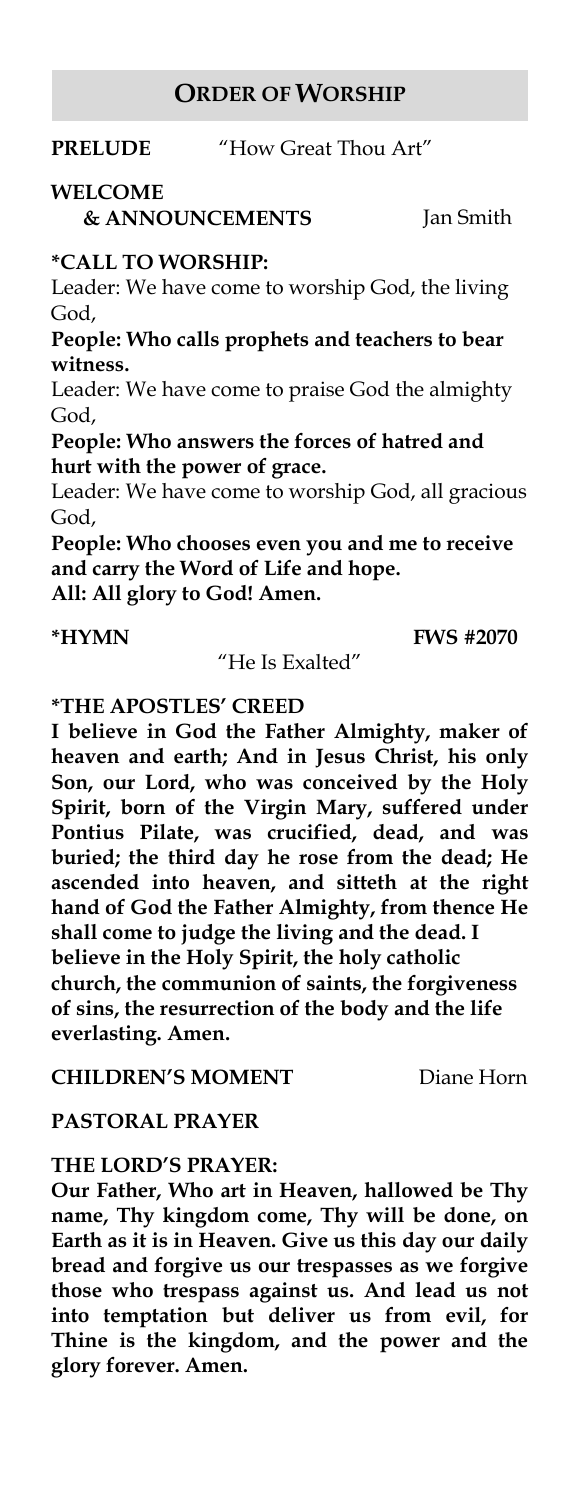## ORDER OF WORSHIP

**PRELUDE** "How Great Thou Art"

**WELCOME & ANNOUNCEMENTS** Jan Smith

**\*CALL TO WORSHIP:**

Leader: We have come to worship God, the living God,

**People: Who calls prophets and teachers to bear witness.**

Leader: We have come to praise God the almighty God,

**People: Who answers the forces of hatred and hurt with the power of grace.**

Leader: We have come to worship God, all gracious God,

**People: Who chooses even you and me to receive and carry the Word of Life and hope.**

**All: All glory to God! Amen.**

**\*HYMN** **FWS #2070**

"He Is Exalted"

**\*THE APOSTLES' CREED**

**I believe in God the Father Almighty, maker of heaven and earth; And in Jesus Christ, his only Son, our Lord, who was conceived by the Holy Spirit, born of the Virgin Mary, suffered under Pontius Pilate, was crucified, dead, and was buried; the third day he rose from the dead; He ascended into heaven, and sitteth at the right hand of God the Father Almighty, from thence He shall come to judge the living and the dead. I believe in the Holy Spirit, the holy catholic church, the communion of saints, the forgiveness of sins, the resurrection of the body and the life everlasting. Amen.**

**CHILDREN'S MOMENT** Diane Horn

**PASTORAL PRAYER**

**THE LORD'S PRAYER:**

**Our Father, Who art in Heaven, hallowed be Thy name, Thy kingdom come, Thy will be done, on Earth as it is in Heaven. Give us this day our daily bread and forgive us our trespasses as we forgive those who trespass against us. And lead us not into temptation but deliver us from evil, for Thine is the kingdom, and the power and the glory forever. Amen.**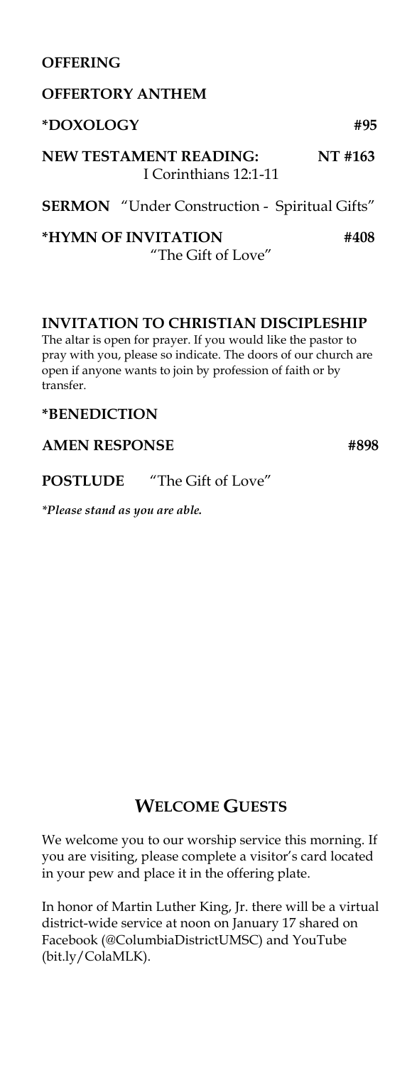**OFFERING**

**OFFERTORY ANTHEM**

**\*DOXOLOGY** **#95**

**NEW TESTAMENT READING:** **NT #163**
I Corinthians 12:1-11

**SERMON** "Under Construction - Spiritual Gifts"

**\*HYMN OF INVITATION** **#408**
"The Gift of Love"

**INVITATION TO CHRISTIAN DISCIPLESHIP**
The altar is open for prayer. If you would like the pastor to pray with you, please so indicate. The doors of our church are open if anyone wants to join by profession of faith or by transfer.

**\*BENEDICTION**

**AMEN RESPONSE** **#898**

**POSTLUDE** "The Gift of Love"

*\*Please stand as you are able.*

## WELCOME GUESTS

We welcome you to our worship service this morning. If you are visiting, please complete a visitor's card located in your pew and place it in the offering plate.

In honor of Martin Luther King, Jr. there will be a virtual district-wide service at noon on January 17 shared on Facebook (@ColumbiaDistrictUMSC) and YouTube (bit.ly/ColaMLK).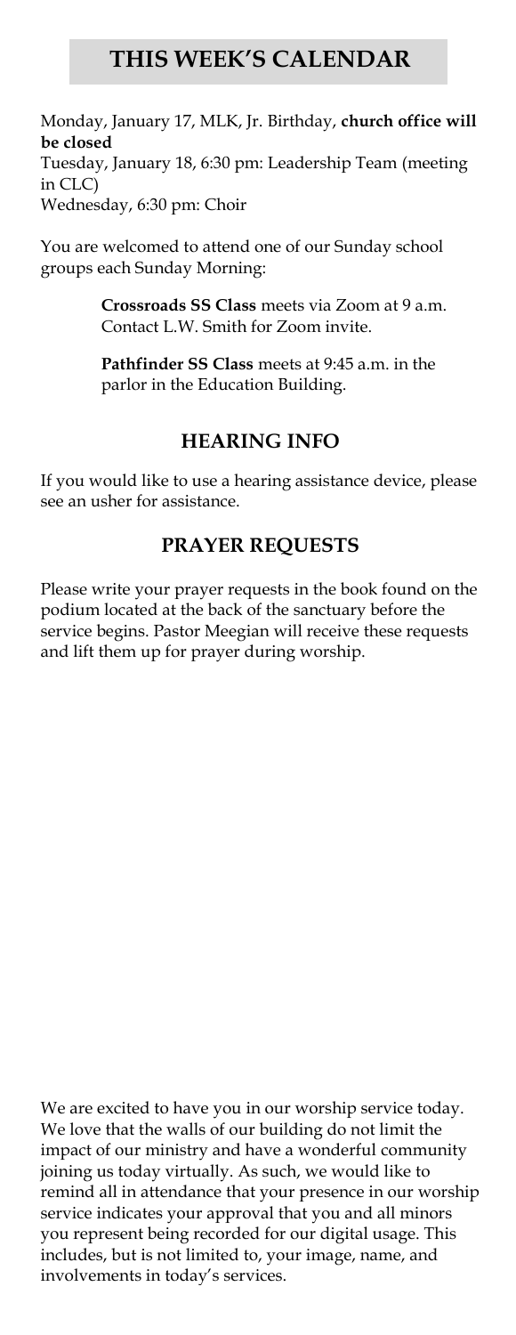## THIS WEEK'S CALENDAR

Monday, January 17, MLK, Jr. Birthday, **church office will be closed**
Tuesday, January 18, 6:30 pm: Leadership Team (meeting in CLC)
Wednesday, 6:30 pm: Choir

You are welcomed to attend one of our Sunday school groups each Sunday Morning:

> **Crossroads SS Class** meets via Zoom at 9 a.m. Contact L.W. Smith for Zoom invite.
>
> **Pathfinder SS Class** meets at 9:45 a.m. in the parlor in the Education Building.

## HEARING INFO

If you would like to use a hearing assistance device, please see an usher for assistance.

## PRAYER REQUESTS

Please write your prayer requests in the book found on the podium located at the back of the sanctuary before the service begins. Pastor Meegian will receive these requests and lift them up for prayer during worship.

We are excited to have you in our worship service today. We love that the walls of our building do not limit the impact of our ministry and have a wonderful community joining us today virtually. As such, we would like to remind all in attendance that your presence in our worship service indicates your approval that you and all minors you represent being recorded for our digital usage. This includes, but is not limited to, your image, name, and involvements in today's services.